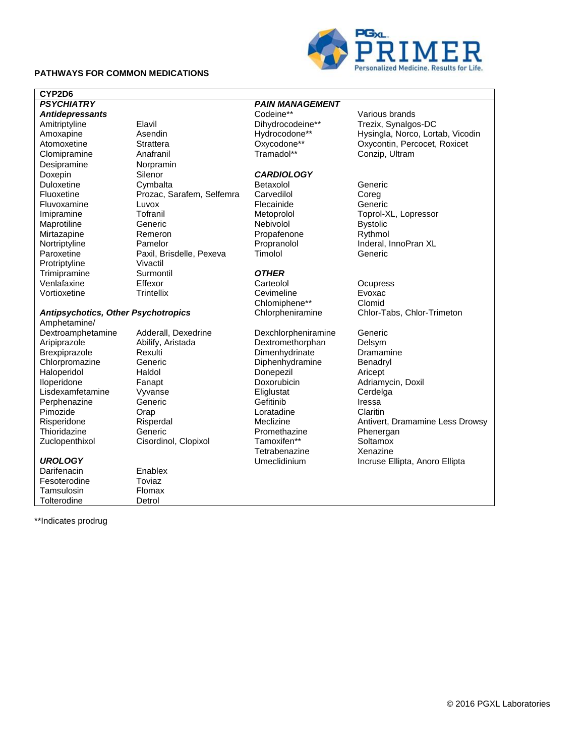**PATHWAYS FOR COMMON MEDICATIONS**

**CYP2D6**

| | |
|---|---|
| ***PSYCHIATRY*** | |
| ***Antidepressants*** | |
| Amitriptyline | Elavil |
| Amoxapine | Asendin |
| Atomoxetine | Strattera |
| Clomipramine | Anafranil |
| Desipramine | Norpramin |
| Doxepin | Silenor |
| Duloxetine | Cymbalta |
| Fluoxetine | Prozac, Sarafem, Selfemra |
| Fluvoxamine | Luvox |
| Imipramine | Tofranil |
| Maprotiline | Generic |
| Mirtazapine | Remeron |
| Nortriptyline | Pamelor |
| Paroxetine | Paxil, Brisdelle, Pexeva |
| Protriptyline | Vivactil |
| Trimipramine | Surmontil |
| Venlafaxine | Effexor |
| Vortioxetine | Trintellix |
| ***Antipsychotics, Other Psychotropics*** | |
| Amphetamine/ Dextroamphetamine | Adderall, Dexedrine |
| Aripiprazole | Abilify, Aristada |
| Brexpiprazole | Rexulti |
| Chlorpromazine | Generic |
| Haloperidol | Haldol |
| Iloperidone | Fanapt |
| Lisdexamfetamine | Vyvanse |
| Perphenazine | Generic |
| Pimozide | Orap |
| Risperidone | Risperdal |
| Thioridazine | Generic |
| Zuclopenthixol | Cisordinol, Clopixol |
| ***UROLOGY*** | |
| Darifenacin | Enablex |
| Fesoterodine | Toviaz |
| Tamsulosin | Flomax |
| Tolterodine | Detrol |
| ***PAIN MANAGEMENT*** | |
| Codeine** | Various brands |
| Dihydrocodeine** | Trezix, Synalgos-DC |
| Hydrocodone** | Hysingla, Norco, Lortab, Vicodin |
| Oxycodone** | Oxycontin, Percocet, Roxicet |
| Tramadol** | Conzip, Ultram |
| ***CARDIOLOGY*** | |
| Betaxolol | Generic |
| Carvedilol | Coreg |
| Flecainide | Generic |
| Metoprolol | Toprol-XL, Lopressor |
| Nebivolol | Bystolic |
| Propafenone | Rythmol |
| Propranolol | Inderal, InnoPran XL |
| Timolol | Generic |
| ***OTHER*** | |
| Carteolol | Ocupress |
| Cevimeline | Evoxac |
| Chlomiphene** | Clomid |
| Chlorpheniramine | Chlor-Tabs, Chlor-Trimeton |
| Dexchlorpheniramine | Generic |
| Dextromethorphan | Delsym |
| Dimenhydrinate | Dramamine |
| Diphenhydramine | Benadryl |
| Donepezil | Aricept |
| Doxorubicin | Adriamycin, Doxil |
| Eliglustat | Cerdelga |
| Gefitinib | Iressa |
| Loratadine | Claritin |
| Meclizine | Antivert, Dramamine Less Drowsy |
| Promethazine | Phenergan |
| Tamoxifen** | Soltamox |
| Tetrabenazine | Xenazine |
| Umeclidinium | Incruse Ellipta, Anoro Ellipta |

**Indicates prodrug

© 2016 PGXL Laboratories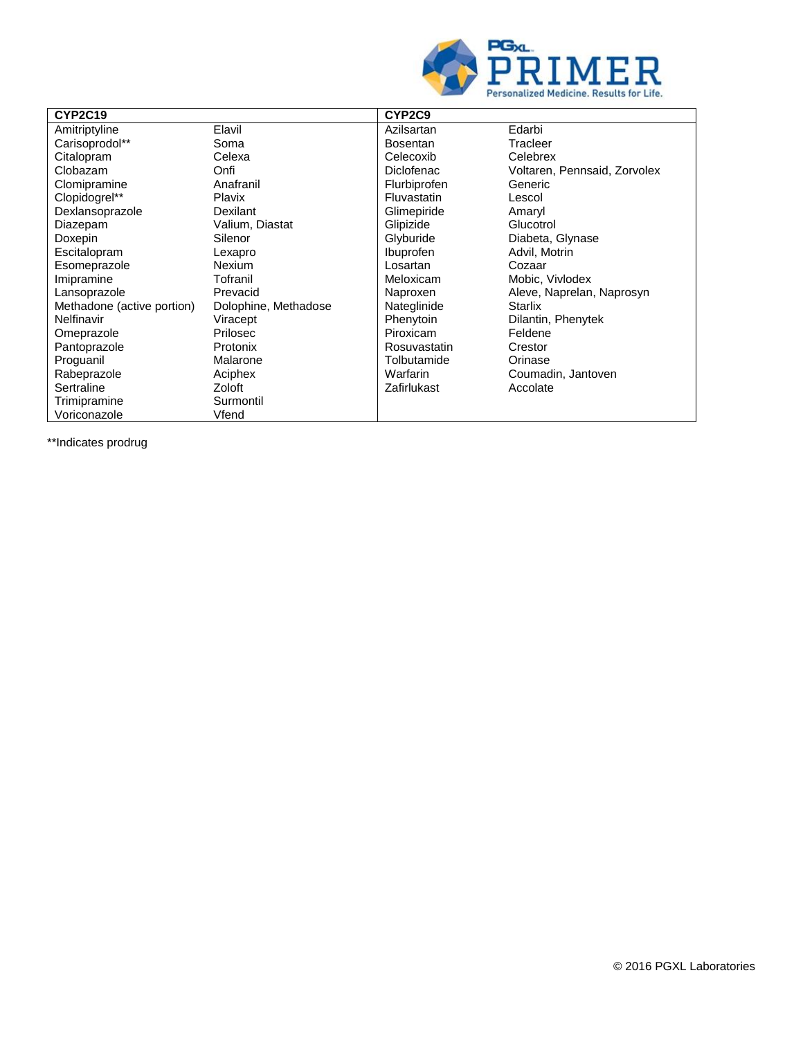| CYP2C19 | | CYP2C9 | |
|---|---|---|---|
| Amitriptyline | Elavil | Azilsartan | Edarbi |
| Carisoprodol** | Soma | Bosentan | Tracleer |
| Citalopram | Celexa | Celecoxib | Celebrex |
| Clobazam | Onfi | Diclofenac | Voltaren, Pennsaid, Zorvolex |
| Clomipramine | Anafranil | Flurbiprofen | Generic |
| Clopidogrel** | Plavix | Fluvastatin | Lescol |
| Dexlansoprazole | Dexilant | Glimepiride | Amaryl |
| Diazepam | Valium, Diastat | Glipizide | Glucotrol |
| Doxepin | Silenor | Glyburide | Diabeta, Glynase |
| Escitalopram | Lexapro | Ibuprofen | Advil, Motrin |
| Esomeprazole | Nexium | Losartan | Cozaar |
| Imipramine | Tofranil | Meloxicam | Mobic, Vivlodex |
| Lansoprazole | Prevacid | Naproxen | Aleve, Naprelan, Naprosyn |
| Methadone (active portion) | Dolophine, Methadose | Nateglinide | Starlix |
| Nelfinavir | Viracept | Phenytoin | Dilantin, Phenytek |
| Omeprazole | Prilosec | Piroxicam | Feldene |
| Pantoprazole | Protonix | Rosuvastatin | Crestor |
| Proguanil | Malarone | Tolbutamide | Orinase |
| Rabeprazole | Aciphex | Warfarin | Coumadin, Jantoven |
| Sertraline | Zoloft | Zafirlukast | Accolate |
| Trimipramine | Surmontil | | |
| Voriconazole | Vfend | | |

**Indicates prodrug

© 2016 PGXL Laboratories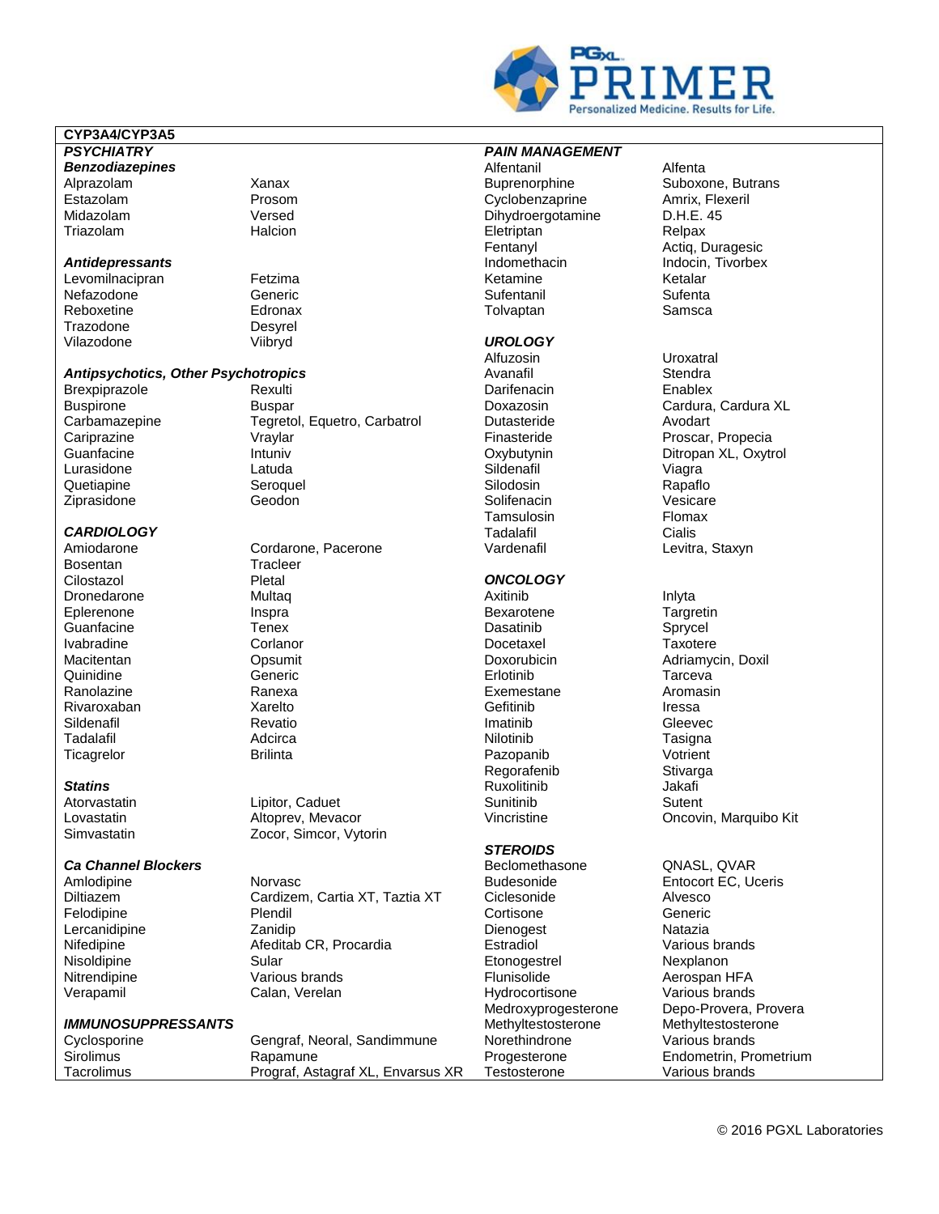## CYP3A4/CYP3A5

### PSYCHIATRY

**Benzodiazepines**

| | |
|---|---|
| Alprazolam | Xanax |
| Estazolam | Prosom |
| Midazolam | Versed |
| Triazolam | Halcion |

**Antidepressants**

| | |
|---|---|
| Levomilnacipran | Fetzima |
| Nefazodone | Generic |
| Reboxetine | Edronax |
| Trazodone | Desyrel |
| Vilazodone | Viibryd |

**Antipsychotics, Other Psychotropics**

| | |
|---|---|
| Brexpiprazole | Rexulti |
| Buspirone | Buspar |
| Carbamazepine | Tegretol, Equetro, Carbatrol |
| Cariprazine | Vraylar |
| Guanfacine | Intuniv |
| Lurasidone | Latuda |
| Quetiapine | Seroquel |
| Ziprasidone | Geodon |

### CARDIOLOGY

| | |
|---|---|
| Amiodarone | Cordarone, Pacerone |
| Bosentan | Tracleer |
| Cilostazol | Pletal |
| Dronedarone | Multaq |
| Eplerenone | Inspra |
| Guanfacine | Tenex |
| Ivabradine | Corlanor |
| Macitentan | Opsumit |
| Quinidine | Generic |
| Ranolazine | Ranexa |
| Rivaroxaban | Xarelto |
| Sildenafil | Revatio |
| Tadalafil | Adcirca |
| Ticagrelor | Brilinta |

**Statins**

| | |
|---|---|
| Atorvastatin | Lipitor, Caduet |
| Lovastatin | Altoprev, Mevacor |
| Simvastatin | Zocor, Simcor, Vytorin |

**Ca Channel Blockers**

| | |
|---|---|
| Amlodipine | Norvasc |
| Diltiazem | Cardizem, Cartia XT, Taztia XT |
| Felodipine | Plendil |
| Lercanidipine | Zanidip |
| Nifedipine | Afeditab CR, Procardia |
| Nisoldipine | Sular |
| Nitrendipine | Various brands |
| Verapamil | Calan, Verelan |

### IMMUNOSUPPRESSANTS

| | |
|---|---|
| Cyclosporine | Gengraf, Neoral, Sandimmune |
| Sirolimus | Rapamune |
| Tacrolimus | Prograf, Astagraf XL, Envarsus XR |

### PAIN MANAGEMENT

| | |
|---|---|
| Alfentanil | Alfenta |
| Buprenorphine | Suboxone, Butrans |
| Cyclobenzaprine | Amrix, Flexeril |
| Dihydroergotamine | D.H.E. 45 |
| Eletriptan | Relpax |
| Fentanyl | Actiq, Duragesic |
| Indomethacin | Indocin, Tivorbex |
| Ketamine | Ketalar |
| Sufentanil | Sufenta |
| Tolvaptan | Samsca |

### UROLOGY

| | |
|---|---|
| Alfuzosin | Uroxatral |
| Avanafil | Stendra |
| Darifenacin | Enablex |
| Doxazosin | Cardura, Cardura XL |
| Dutasteride | Avodart |
| Finasteride | Proscar, Propecia |
| Oxybutynin | Ditropan XL, Oxytrol |
| Sildenafil | Viagra |
| Silodosin | Rapaflo |
| Solifenacin | Vesicare |
| Tamsulosin | Flomax |
| Tadalafil | Cialis |
| Vardenafil | Levitra, Staxyn |

### ONCOLOGY

| | |
|---|---|
| Axitinib | Inlyta |
| Bexarotene | Targretin |
| Dasatinib | Sprycel |
| Docetaxel | Taxotere |
| Doxorubicin | Adriamycin, Doxil |
| Erlotinib | Tarceva |
| Exemestane | Aromasin |
| Gefitinib | Iressa |
| Imatinib | Gleevec |
| Nilotinib | Tasigna |
| Pazopanib | Votrient |
| Regorafenib | Stivarga |
| Ruxolitinib | Jakafi |
| Sunitinib | Sutent |
| Vincristine | Oncovin, Marquibo Kit |

### STEROIDS

| | |
|---|---|
| Beclomethasone | QNASL, QVAR |
| Budesonide | Entocort EC, Uceris |
| Ciclesonide | Alvesco |
| Cortisone | Generic |
| Dienogest | Natazia |
| Estradiol | Various brands |
| Etonogestrel | Nexplanon |
| Flunisolide | Aerospan HFA |
| Hydrocortisone | Various brands |
| Medroxyprogesterone | Depo-Provera, Provera |
| Methyltestosterone | Methyltestosterone |
| Norethindrone | Various brands |
| Progesterone | Endometrin, Prometrium |
| Testosterone | Various brands |

© 2016 PGXL Laboratories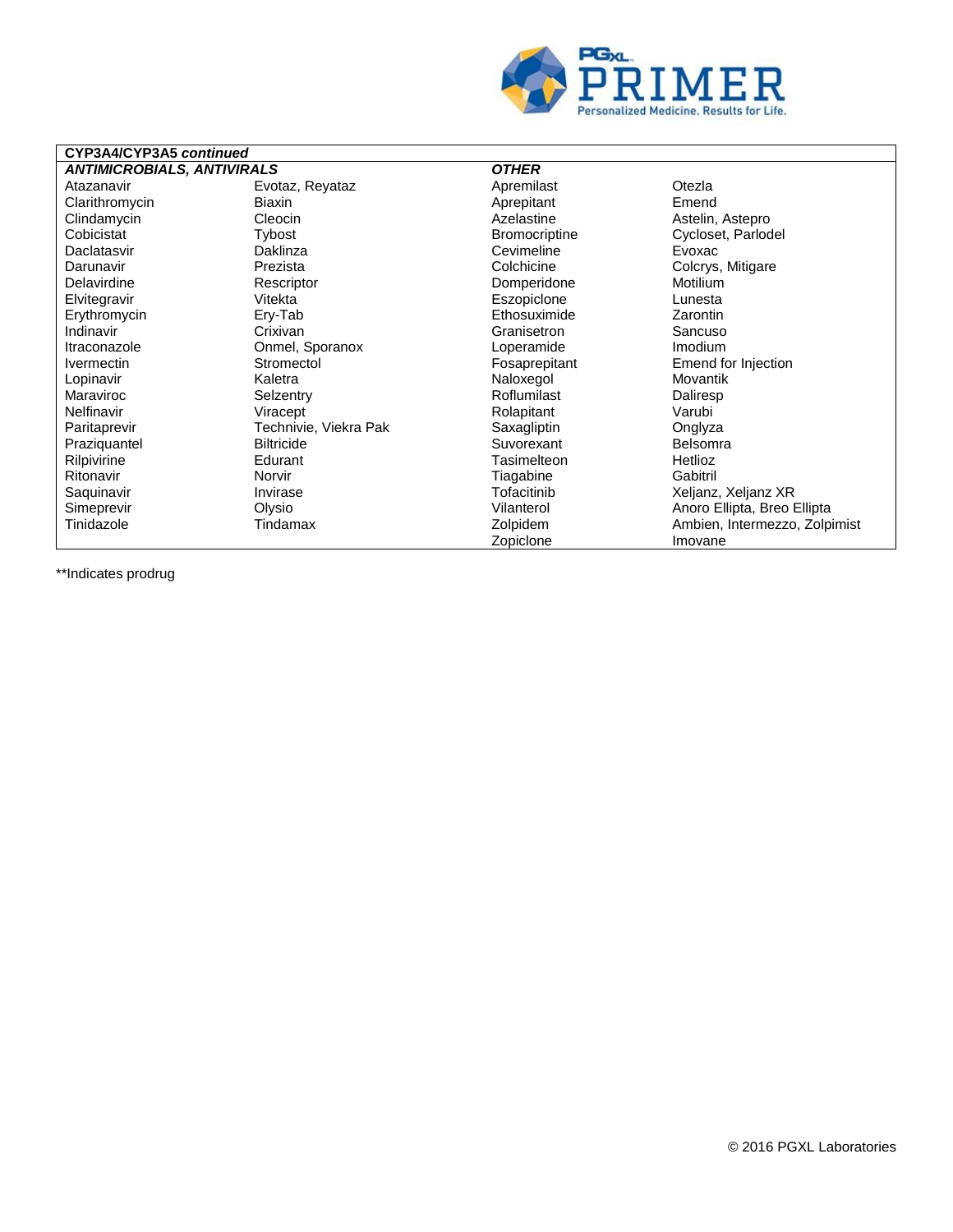| CYP3A4/CYP3A5 *continued* | | | |
|---|---|---|---|
| ***ANTIMICROBIALS, ANTIVIRALS*** | | ***OTHER*** | |
| Atazanavir | Evotaz, Reyataz | Apremilast | Otezla |
| Clarithromycin | Biaxin | Aprepitant | Emend |
| Clindamycin | Cleocin | Azelastine | Astelin, Astepro |
| Cobicistat | Tybost | Bromocriptine | Cycloset, Parlodel |
| Daclatasvir | Daklinza | Cevimeline | Evoxac |
| Darunavir | Prezista | Colchicine | Colcrys, Mitigare |
| Delavirdine | Rescriptor | Domperidone | Motilium |
| Elvitegravir | Vitekta | Eszopiclone | Lunesta |
| Erythromycin | Ery-Tab | Ethosuximide | Zarontin |
| Indinavir | Crixivan | Granisetron | Sancuso |
| Itraconazole | Onmel, Sporanox | Loperamide | Imodium |
| Ivermectin | Stromectol | Fosaprepitant | Emend for Injection |
| Lopinavir | Kaletra | Naloxegol | Movantik |
| Maraviroc | Selzentry | Roflumilast | Daliresp |
| Nelfinavir | Viracept | Rolapitant | Varubi |
| Paritaprevir | Technivie, Viekra Pak | Saxagliptin | Onglyza |
| Praziquantel | Biltricide | Suvorexant | Belsomra |
| Rilpivirine | Edurant | Tasimelteon | Hetlioz |
| Ritonavir | Norvir | Tiagabine | Gabitril |
| Saquinavir | Invirase | Tofacitinib | Xeljanz, Xeljanz XR |
| Simeprevir | Olysio | Vilanterol | Anoro Ellipta, Breo Ellipta |
| Tinidazole | Tindamax | Zolpidem | Ambien, Intermezzo, Zolpimist |
| | | Zopiclone | Imovane |

**Indicates prodrug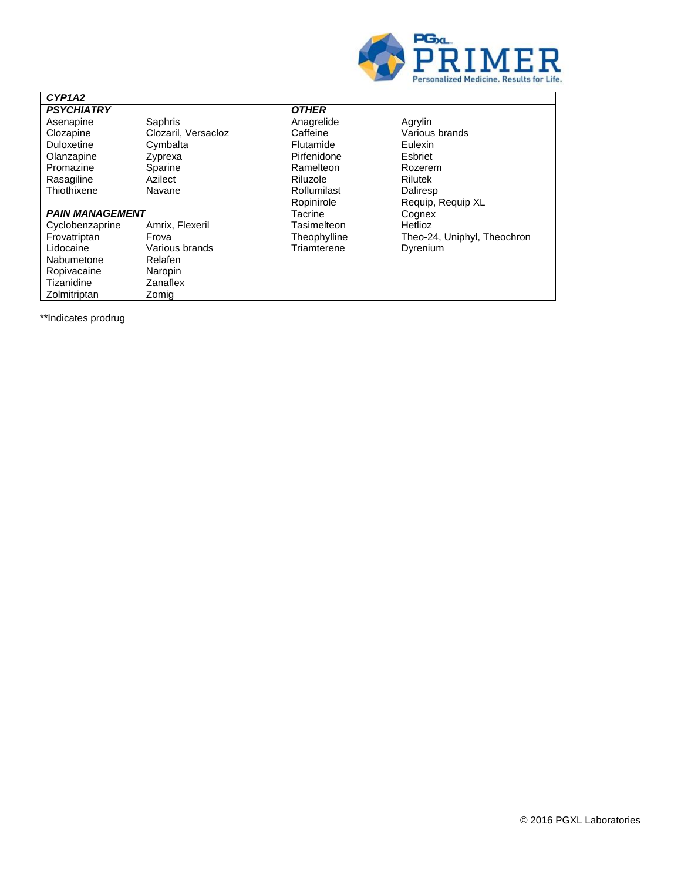| CYP1A2 | | | |
|---|---|---|---|
| ***PSYCHIATRY*** | | ***OTHER*** | |
| Asenapine | Saphris | Anagrelide | Agrylin |
| Clozapine | Clozaril, Versacloz | Caffeine | Various brands |
| Duloxetine | Cymbalta | Flutamide | Eulexin |
| Olanzapine | Zyprexa | Pirfenidone | Esbriet |
| Promazine | Sparine | Ramelteon | Rozerem |
| Rasagiline | Azilect | Riluzole | Rilutek |
| Thiothixene | Navane | Roflumilast | Daliresp |
| | | Ropinirole | Requip, Requip XL |
| ***PAIN MANAGEMENT*** | | Tacrine | Cognex |
| Cyclobenzaprine | Amrix, Flexeril | Tasimelteon | Hetlioz |
| Frovatriptan | Frova | Theophylline | Theo-24, Uniphyl, Theochron |
| Lidocaine | Various brands | Triamterene | Dyrenium |
| Nabumetone | Relafen | | |
| Ropivacaine | Naropin | | |
| Tizanidine | Zanaflex | | |
| Zolmitriptan | Zomig | | |

**Indicates prodrug

© 2016 PGXL Laboratories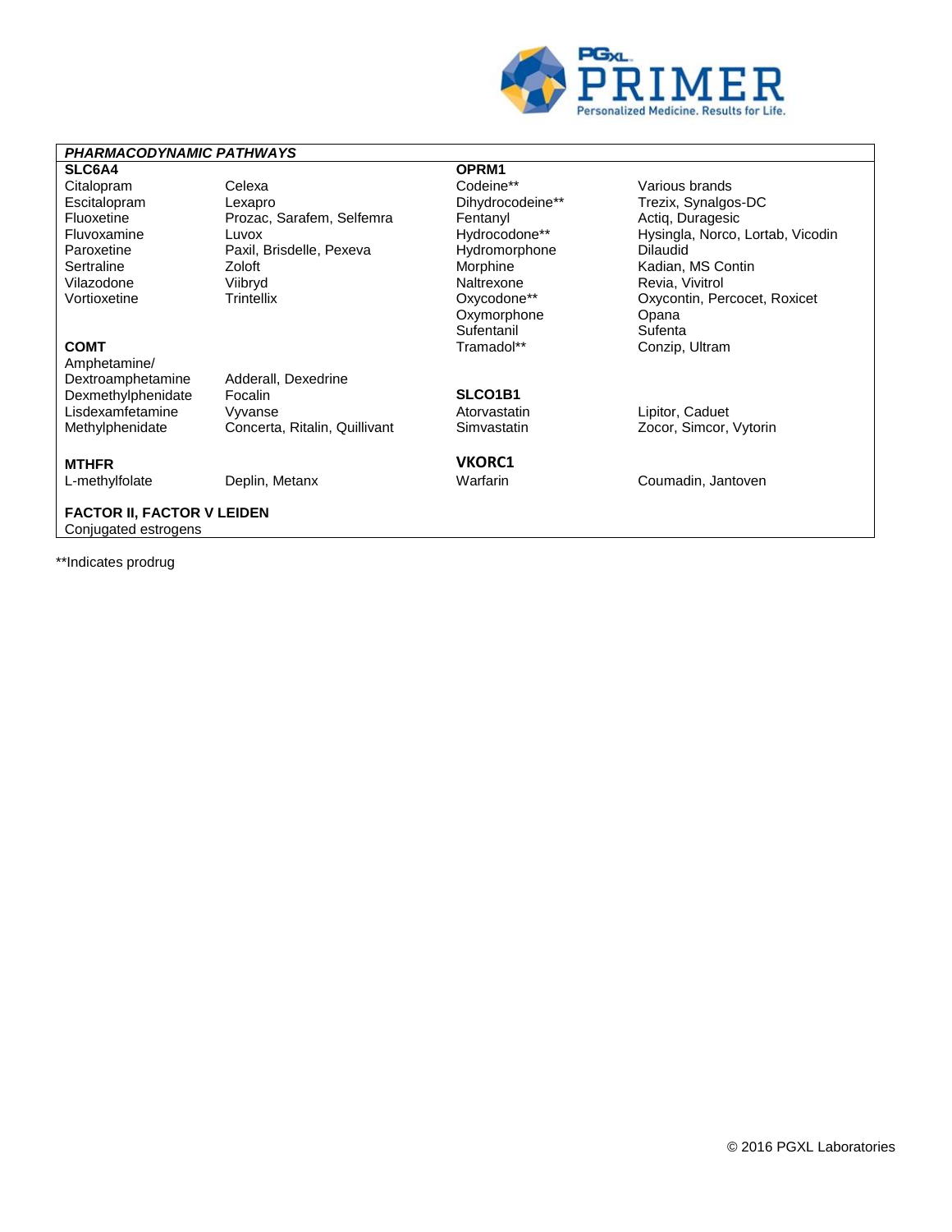*PHARMACODYNAMIC PATHWAYS*

**SLC6A4**

| | |
|---|---|
| Citalopram | Celexa |
| Escitalopram | Lexapro |
| Fluoxetine | Prozac, Sarafem, Selfemra |
| Fluvoxamine | Luvox |
| Paroxetine | Paxil, Brisdelle, Pexeva |
| Sertraline | Zoloft |
| Vilazodone | Viibryd |
| Vortioxetine | Trintellix |

**COMT**

| | |
|---|---|
| Amphetamine/ Dextroamphetamine | Adderall, Dexedrine |
| Dexmethylphenidate | Focalin |
| Lisdexamfetamine | Vyvanse |
| Methylphenidate | Concerta, Ritalin, Quillivant |

**MTHFR**

| | |
|---|---|
| L-methylfolate | Deplin, Metanx |

**FACTOR II, FACTOR V LEIDEN**

Conjugated estrogens

**OPRM1**

| | |
|---|---|
| Codeine** | Various brands |
| Dihydrocodeine** | Trezix, Synalgos-DC |
| Fentanyl | Actiq, Duragesic |
| Hydrocodone** | Hysingla, Norco, Lortab, Vicodin |
| Hydromorphone | Dilaudid |
| Morphine | Kadian, MS Contin |
| Naltrexone | Revia, Vivitrol |
| Oxycodone** | Oxycontin, Percocet, Roxicet |
| Oxymorphone | Opana |
| Sufentanil | Sufenta |
| Tramadol** | Conzip, Ultram |

**SLCO1B1**

| | |
|---|---|
| Atorvastatin | Lipitor, Caduet |
| Simvastatin | Zocor, Simcor, Vytorin |

**VKORC1**

| | |
|---|---|
| Warfarin | Coumadin, Jantoven |

**Indicates prodrug

© 2016 PGXL Laboratories